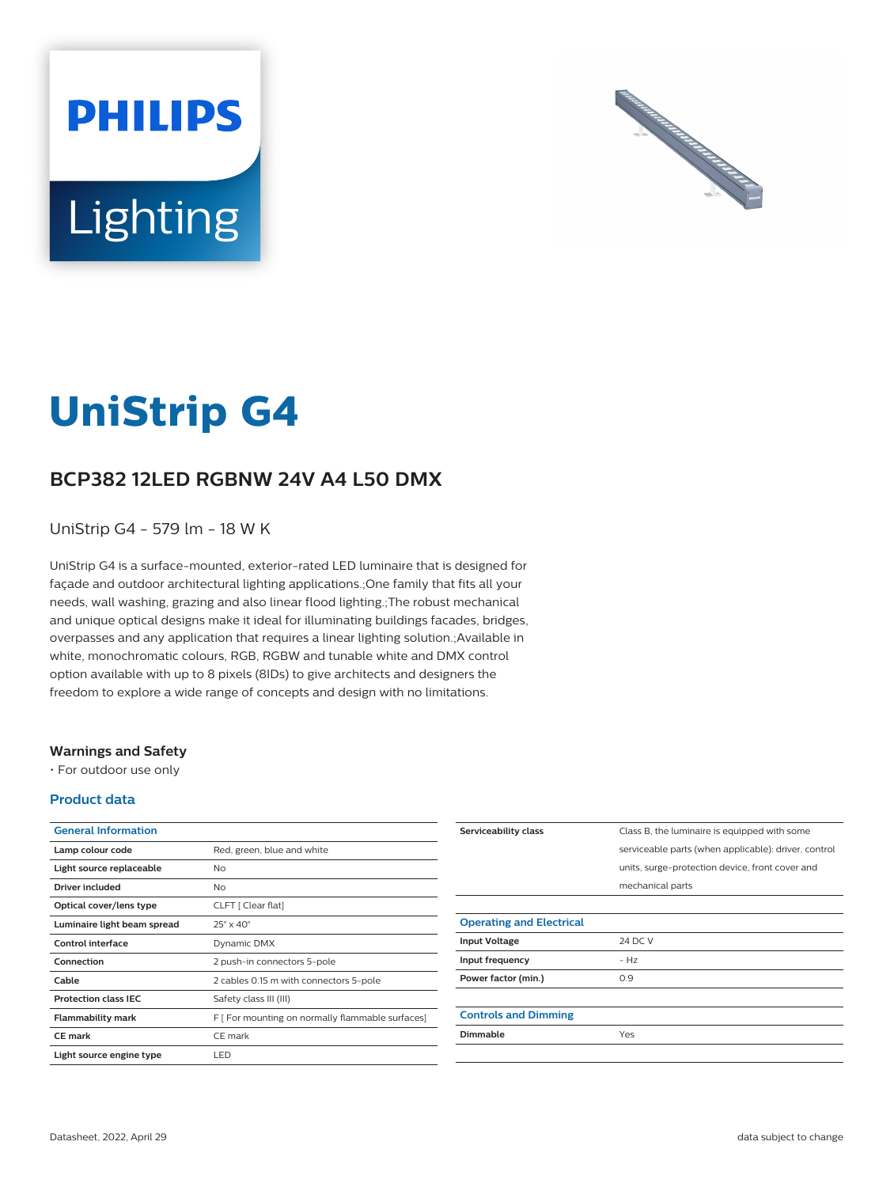# UniStrip G4

## BCP382 12LED RGBNW 24V A4 L50 DMX

UniStrip G4 - 579 lm - 18 W K

UniStrip G4 is a surface-mounted, exterior-rated LED luminaire that is designed for façade and outdoor architectural lighting applications.;One family that fits all your needs, wall washing, grazing and also linear flood lighting.;The robust mechanical and unique optical designs make it ideal for illuminating buildings facades, bridges, overpasses and any application that requires a linear lighting solution.;Available in white, monochromatic colours, RGB, RGBW and tunable white and DMX control option available with up to 8 pixels (8IDs) to give architects and designers the freedom to explore a wide range of concepts and design with no limitations.

### Warnings and Safety

- For outdoor use only

### Product data

| General Information | |
|---|---|
| Lamp colour code | Red, green, blue and white |
| Light source replaceable | No |
| Driver included | No |
| Optical cover/lens type | CLFT [ Clear flat] |
| Luminaire light beam spread | 25° x 40° |
| Control interface | Dynamic DMX |
| Connection | 2 push-in connectors 5-pole |
| Cable | 2 cables 0.15 m with connectors 5-pole |
| Protection class IEC | Safety class III (III) |
| Flammability mark | F [ For mounting on normally flammable surfaces] |
| CE mark | CE mark |
| Light source engine type | LED |
| Serviceability class | Class B, the luminaire is equipped with some serviceable parts (when applicable): driver, control units, surge-protection device, front cover and mechanical parts |

| Operating and Electrical | |
|---|---|
| Input Voltage | 24 DC V |
| Input frequency | - Hz |
| Power factor (min.) | 0.9 |

| Controls and Dimming | |
|---|---|
| Dimmable | Yes |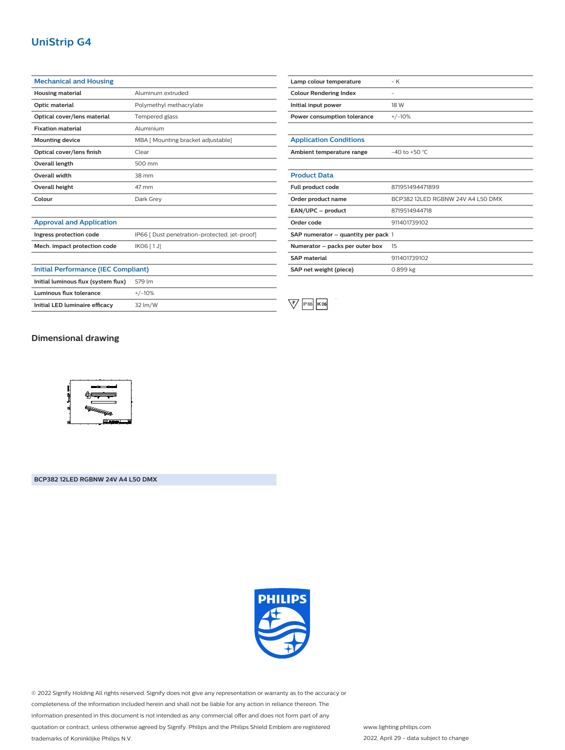# UniStrip G4

| Mechanical and Housing | |
|---|---|
| Housing material | Aluminum extruded |
| Optic material | Polymethyl methacrylate |
| Optical cover/lens material | Tempered glass |
| Fixation material | Aluminium |
| Mounting device | MBA [ Mounting bracket adjustable] |
| Optical cover/lens finish | Clear |
| Overall length | 500 mm |
| Overall width | 38 mm |
| Overall height | 47 mm |
| Colour | Dark Grey |

| Approval and Application | |
|---|---|
| Ingress protection code | IP66 [ Dust penetration-protected, jet-proof] |
| Mech. impact protection code | IK06 [ 1 J] |

| Initial Performance (IEC Compliant) | |
|---|---|
| Initial luminous flux (system flux) | 579 lm |
| Luminous flux tolerance | +/-10% |
| Initial LED luminaire efficacy | 32 lm/W |

| | |
|---|---|
| Lamp colour temperature | - K |
| Colour Rendering Index | - |
| Initial input power | 18 W |
| Power consumption tolerance | +/-10% |

| Application Conditions | |
|---|---|
| Ambient temperature range | -40 to +50 °C |

| Product Data | |
|---|---|
| Full product code | 871951494471899 |
| Order product name | BCP382 12LED RGBNW 24V A4 L50 DMX |
| EAN/UPC – product | 8719514944718 |
| Order code | 911401739102 |
| SAP numerator – quantity per pack | 1 |
| Numerator – packs per outer box | 15 |
| SAP material | 911401739102 |
| SAP net weight (piece) | 0.899 kg |

F IP66 IK06

## Dimensional drawing

**BCP382 12LED RGBNW 24V A4 L50 DMX**

© 2022 Signify Holding All rights reserved. Signify does not give any representation or warranty as to the accuracy or completeness of the information included herein and shall not be liable for any action in reliance thereon. The information presented in this document is not intended as any commercial offer and does not form part of any quotation or contract, unless otherwise agreed by Signify. Philips and the Philips Shield Emblem are registered trademarks of Koninklijke Philips N.V.

www.lighting.philips.com

2022, April 29 - data subject to change